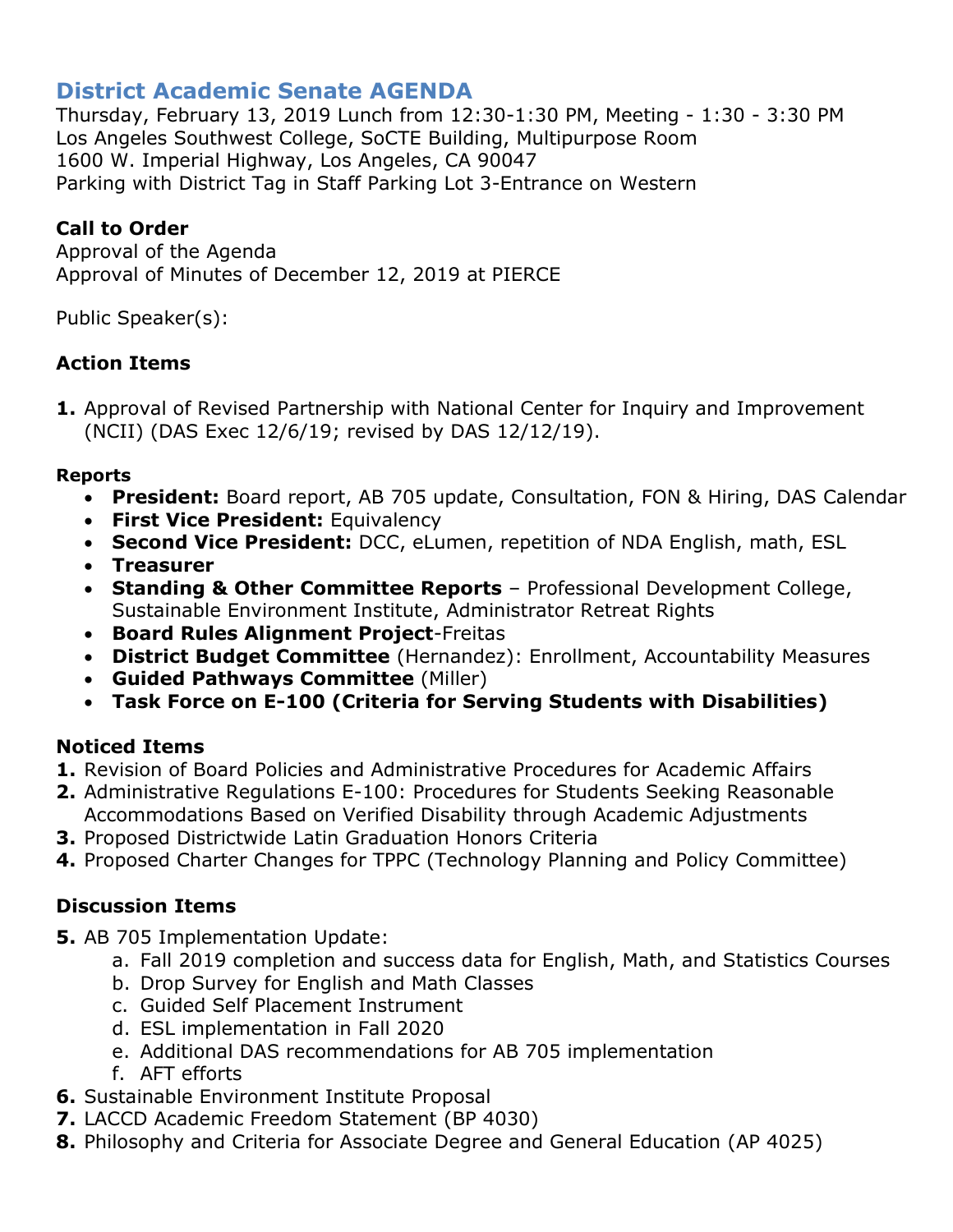# District Academic Senate AGENDA

Thursday, February 13, 2019 Lunch from 12:30-1:30 PM, Meeting - 1:30 - 3:30 PM
Los Angeles Southwest College, SoCTE Building, Multipurpose Room
1600 W. Imperial Highway, Los Angeles, CA 90047
Parking with District Tag in Staff Parking Lot 3-Entrance on Western

### Call to Order

Approval of the Agenda
Approval of Minutes of December 12, 2019 at PIERCE

Public Speaker(s):

### Action Items

1. Approval of Revised Partnership with National Center for Inquiry and Improvement (NCII) (DAS Exec 12/6/19; revised by DAS 12/12/19).

#### Reports

- **President:** Board report, AB 705 update, Consultation, FON & Hiring, DAS Calendar
- **First Vice President:** Equivalency
- **Second Vice President:** DCC, eLumen, repetition of NDA English, math, ESL
- **Treasurer**
- **Standing & Other Committee Reports** – Professional Development College, Sustainable Environment Institute, Administrator Retreat Rights
- **Board Rules Alignment Project**-Freitas
- **District Budget Committee** (Hernandez): Enrollment, Accountability Measures
- **Guided Pathways Committee** (Miller)
- **Task Force on E-100 (Criteria for Serving Students with Disabilities)**

### Noticed Items

1. Revision of Board Policies and Administrative Procedures for Academic Affairs
2. Administrative Regulations E-100: Procedures for Students Seeking Reasonable Accommodations Based on Verified Disability through Academic Adjustments
3. Proposed Districtwide Latin Graduation Honors Criteria
4. Proposed Charter Changes for TPPC (Technology Planning and Policy Committee)

### Discussion Items

5. AB 705 Implementation Update:
   a. Fall 2019 completion and success data for English, Math, and Statistics Courses
   b. Drop Survey for English and Math Classes
   c. Guided Self Placement Instrument
   d. ESL implementation in Fall 2020
   e. Additional DAS recommendations for AB 705 implementation
   f. AFT efforts
6. Sustainable Environment Institute Proposal
7. LACCD Academic Freedom Statement (BP 4030)
8. Philosophy and Criteria for Associate Degree and General Education (AP 4025)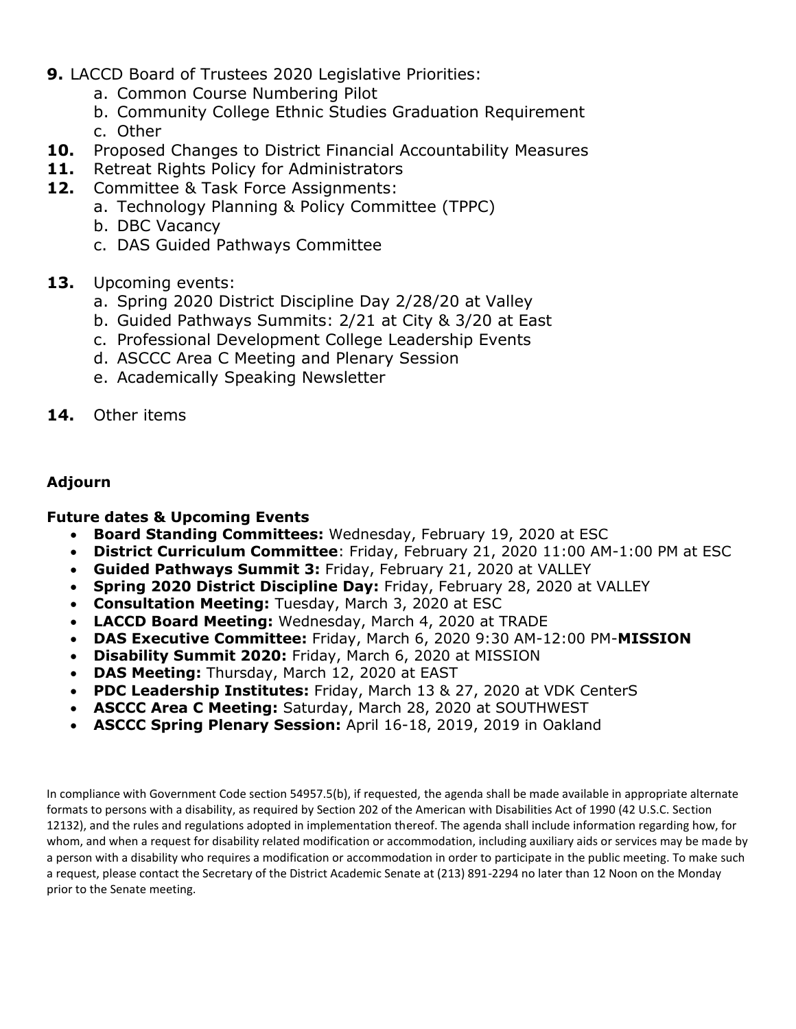**9.** LACCD Board of Trustees 2020 Legislative Priorities:
   a. Common Course Numbering Pilot
   b. Community College Ethnic Studies Graduation Requirement
   c. Other

**10.** Proposed Changes to District Financial Accountability Measures

**11.** Retreat Rights Policy for Administrators

**12.** Committee & Task Force Assignments:
   a. Technology Planning & Policy Committee (TPPC)
   b. DBC Vacancy
   c. DAS Guided Pathways Committee

**13.** Upcoming events:
   a. Spring 2020 District Discipline Day 2/28/20 at Valley
   b. Guided Pathways Summits: 2/21 at City & 3/20 at East
   c. Professional Development College Leadership Events
   d. ASCCC Area C Meeting and Plenary Session
   e. Academically Speaking Newsletter

**14.** Other items

**Adjourn**

**Future dates & Upcoming Events**

- **Board Standing Committees:** Wednesday, February 19, 2020 at ESC
- **District Curriculum Committee**: Friday, February 21, 2020 11:00 AM-1:00 PM at ESC
- **Guided Pathways Summit 3:** Friday, February 21, 2020 at VALLEY
- **Spring 2020 District Discipline Day:** Friday, February 28, 2020 at VALLEY
- **Consultation Meeting:** Tuesday, March 3, 2020 at ESC
- **LACCD Board Meeting:** Wednesday, March 4, 2020 at TRADE
- **DAS Executive Committee:** Friday, March 6, 2020 9:30 AM-12:00 PM-**MISSION**
- **Disability Summit 2020:** Friday, March 6, 2020 at MISSION
- **DAS Meeting:** Thursday, March 12, 2020 at EAST
- **PDC Leadership Institutes:** Friday, March 13 & 27, 2020 at VDK CenterS
- **ASCCC Area C Meeting:** Saturday, March 28, 2020 at SOUTHWEST
- **ASCCC Spring Plenary Session:** April 16-18, 2019, 2019 in Oakland

In compliance with Government Code section 54957.5(b), if requested, the agenda shall be made available in appropriate alternate formats to persons with a disability, as required by Section 202 of the American with Disabilities Act of 1990 (42 U.S.C. Section 12132), and the rules and regulations adopted in implementation thereof. The agenda shall include information regarding how, for whom, and when a request for disability related modification or accommodation, including auxiliary aids or services may be made by a person with a disability who requires a modification or accommodation in order to participate in the public meeting. To make such a request, please contact the Secretary of the District Academic Senate at (213) 891-2294 no later than 12 Noon on the Monday prior to the Senate meeting.